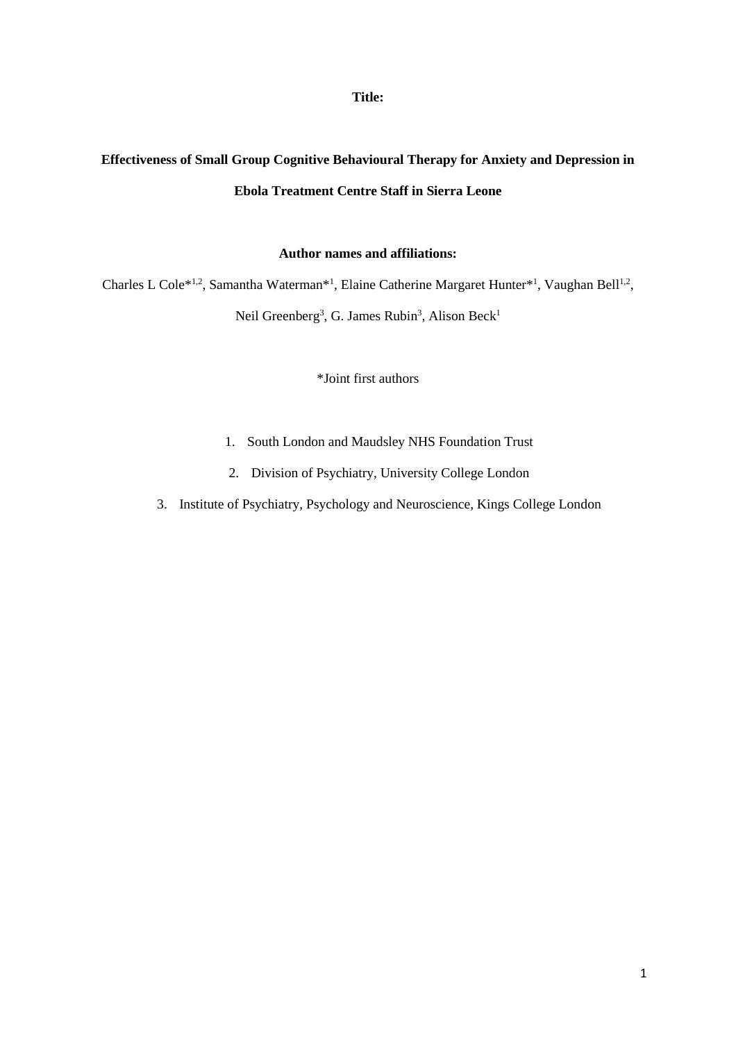**Title:**

# Effectiveness of Small Group Cognitive Behavioural Therapy for Anxiety and Depression in Ebola Treatment Centre Staff in Sierra Leone

**Author names and affiliations:**

Charles L Cole*[1,2], Samantha Waterman*[1], Elaine Catherine Margaret Hunter*[1], Vaughan Bell[1,2], Neil Greenberg[3], G. James Rubin[3], Alison Beck[1]

*Joint first authors

1. South London and Maudsley NHS Foundation Trust
2. Division of Psychiatry, University College London
3. Institute of Psychiatry, Psychology and Neuroscience, Kings College London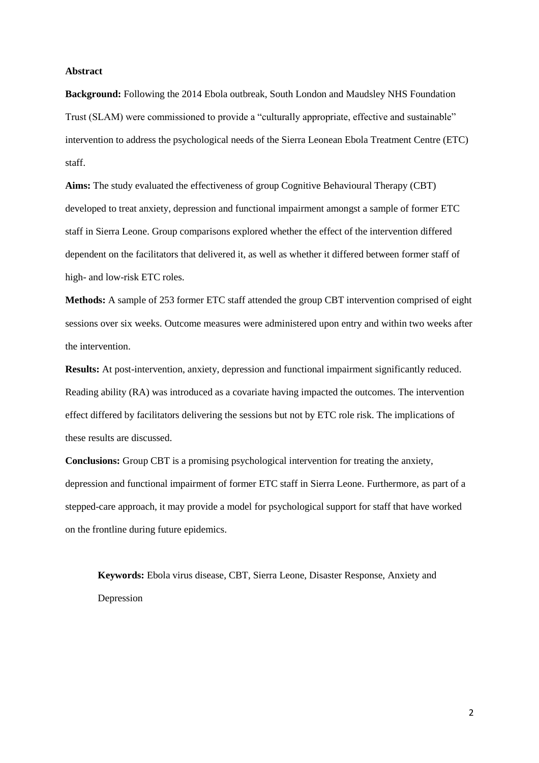**Abstract**

**Background:** Following the 2014 Ebola outbreak, South London and Maudsley NHS Foundation Trust (SLAM) were commissioned to provide a "culturally appropriate, effective and sustainable" intervention to address the psychological needs of the Sierra Leonean Ebola Treatment Centre (ETC) staff.

**Aims:** The study evaluated the effectiveness of group Cognitive Behavioural Therapy (CBT) developed to treat anxiety, depression and functional impairment amongst a sample of former ETC staff in Sierra Leone. Group comparisons explored whether the effect of the intervention differed dependent on the facilitators that delivered it, as well as whether it differed between former staff of high- and low-risk ETC roles.

**Methods:** A sample of 253 former ETC staff attended the group CBT intervention comprised of eight sessions over six weeks. Outcome measures were administered upon entry and within two weeks after the intervention.

**Results:** At post-intervention, anxiety, depression and functional impairment significantly reduced. Reading ability (RA) was introduced as a covariate having impacted the outcomes. The intervention effect differed by facilitators delivering the sessions but not by ETC role risk. The implications of these results are discussed.

**Conclusions:** Group CBT is a promising psychological intervention for treating the anxiety, depression and functional impairment of former ETC staff in Sierra Leone. Furthermore, as part of a stepped-care approach, it may provide a model for psychological support for staff that have worked on the frontline during future epidemics.

**Keywords:** Ebola virus disease, CBT, Sierra Leone, Disaster Response, Anxiety and Depression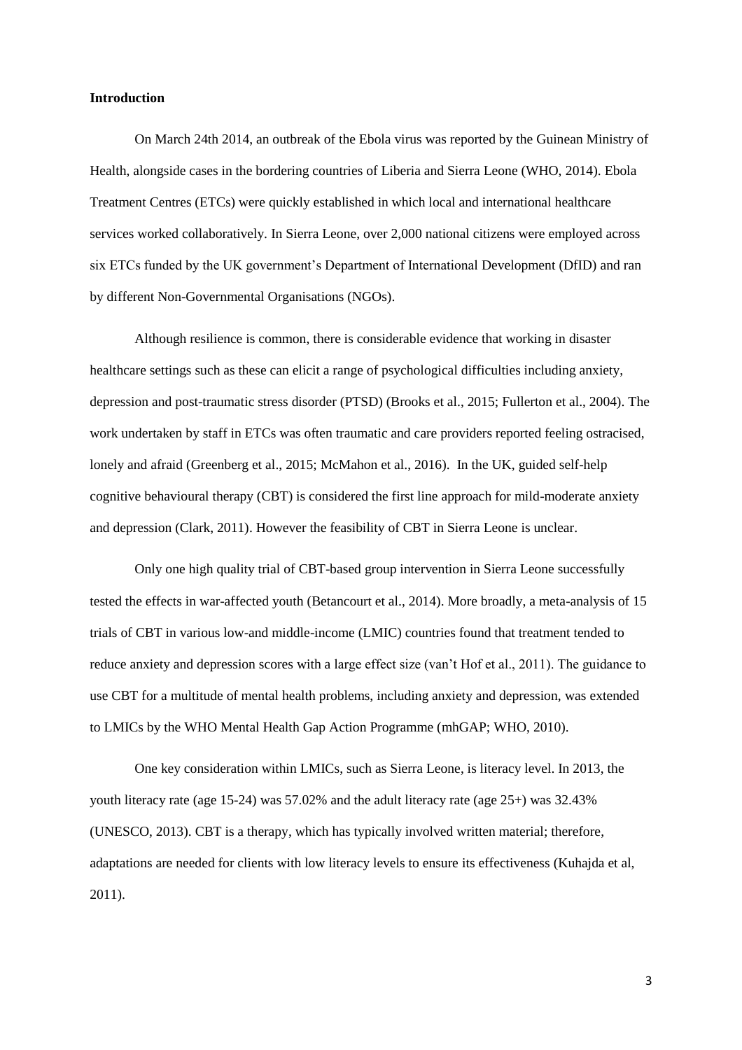**Introduction**

On March 24th 2014, an outbreak of the Ebola virus was reported by the Guinean Ministry of Health, alongside cases in the bordering countries of Liberia and Sierra Leone (WHO, 2014). Ebola Treatment Centres (ETCs) were quickly established in which local and international healthcare services worked collaboratively. In Sierra Leone, over 2,000 national citizens were employed across six ETCs funded by the UK government's Department of International Development (DfID) and ran by different Non-Governmental Organisations (NGOs).

Although resilience is common, there is considerable evidence that working in disaster healthcare settings such as these can elicit a range of psychological difficulties including anxiety, depression and post-traumatic stress disorder (PTSD) (Brooks et al., 2015; Fullerton et al., 2004). The work undertaken by staff in ETCs was often traumatic and care providers reported feeling ostracised, lonely and afraid (Greenberg et al., 2015; McMahon et al., 2016). In the UK, guided self-help cognitive behavioural therapy (CBT) is considered the first line approach for mild-moderate anxiety and depression (Clark, 2011). However the feasibility of CBT in Sierra Leone is unclear.

Only one high quality trial of CBT-based group intervention in Sierra Leone successfully tested the effects in war-affected youth (Betancourt et al., 2014). More broadly, a meta-analysis of 15 trials of CBT in various low-and middle-income (LMIC) countries found that treatment tended to reduce anxiety and depression scores with a large effect size (van't Hof et al., 2011). The guidance to use CBT for a multitude of mental health problems, including anxiety and depression, was extended to LMICs by the WHO Mental Health Gap Action Programme (mhGAP; WHO, 2010).

One key consideration within LMICs, such as Sierra Leone, is literacy level. In 2013, the youth literacy rate (age 15-24) was 57.02% and the adult literacy rate (age 25+) was 32.43% (UNESCO, 2013). CBT is a therapy, which has typically involved written material; therefore, adaptations are needed for clients with low literacy levels to ensure its effectiveness (Kuhajda et al, 2011).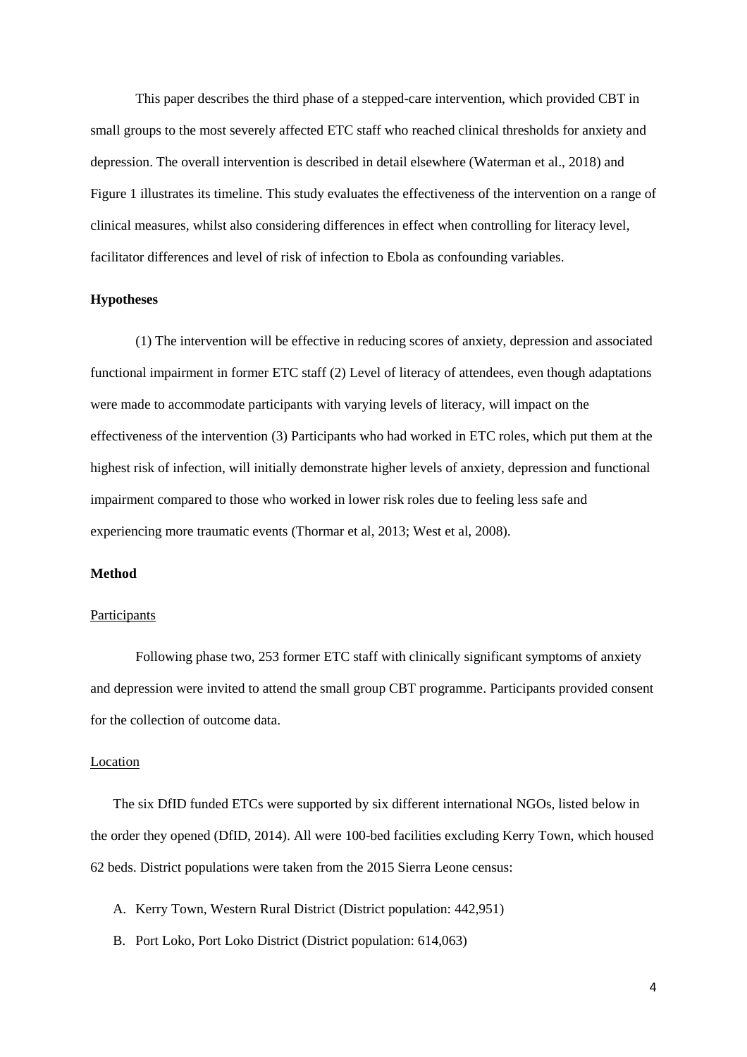This paper describes the third phase of a stepped-care intervention, which provided CBT in small groups to the most severely affected ETC staff who reached clinical thresholds for anxiety and depression. The overall intervention is described in detail elsewhere (Waterman et al., 2018) and Figure 1 illustrates its timeline. This study evaluates the effectiveness of the intervention on a range of clinical measures, whilst also considering differences in effect when controlling for literacy level, facilitator differences and level of risk of infection to Ebola as confounding variables.

**Hypotheses**

(1) The intervention will be effective in reducing scores of anxiety, depression and associated functional impairment in former ETC staff (2) Level of literacy of attendees, even though adaptations were made to accommodate participants with varying levels of literacy, will impact on the effectiveness of the intervention (3) Participants who had worked in ETC roles, which put them at the highest risk of infection, will initially demonstrate higher levels of anxiety, depression and functional impairment compared to those who worked in lower risk roles due to feeling less safe and experiencing more traumatic events (Thormar et al, 2013; West et al, 2008).

**Method**

Participants

Following phase two, 253 former ETC staff with clinically significant symptoms of anxiety and depression were invited to attend the small group CBT programme. Participants provided consent for the collection of outcome data.

Location

The six DfID funded ETCs were supported by six different international NGOs, listed below in the order they opened (DfID, 2014). All were 100-bed facilities excluding Kerry Town, which housed 62 beds. District populations were taken from the 2015 Sierra Leone census:

A. Kerry Town, Western Rural District (District population: 442,951)
B. Port Loko, Port Loko District (District population: 614,063)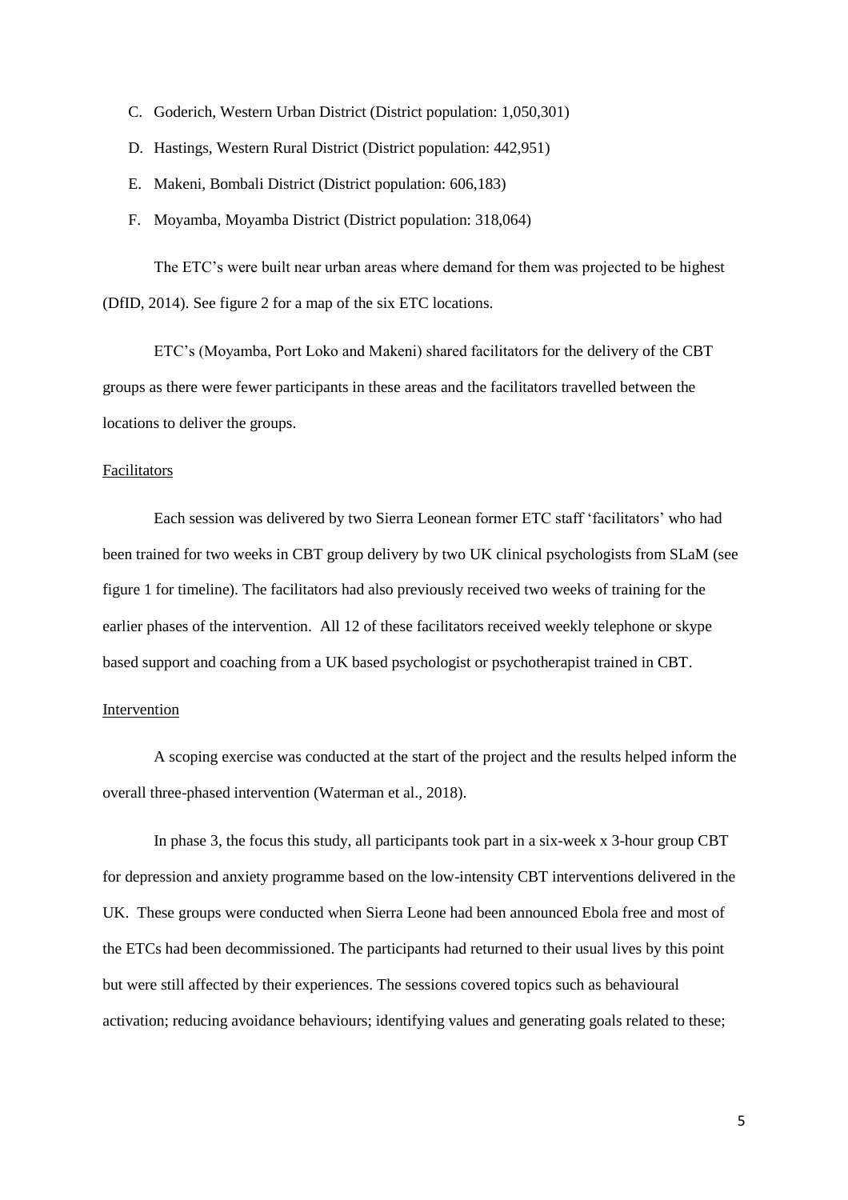C. Goderich, Western Urban District (District population: 1,050,301)
D. Hastings, Western Rural District (District population: 442,951)
E. Makeni, Bombali District (District population: 606,183)
F. Moyamba, Moyamba District (District population: 318,064)

The ETC's were built near urban areas where demand for them was projected to be highest (DfID, 2014). See figure 2 for a map of the six ETC locations.

ETC's (Moyamba, Port Loko and Makeni) shared facilitators for the delivery of the CBT groups as there were fewer participants in these areas and the facilitators travelled between the locations to deliver the groups.

### Facilitators

Each session was delivered by two Sierra Leonean former ETC staff 'facilitators' who had been trained for two weeks in CBT group delivery by two UK clinical psychologists from SLaM (see figure 1 for timeline). The facilitators had also previously received two weeks of training for the earlier phases of the intervention. All 12 of these facilitators received weekly telephone or skype based support and coaching from a UK based psychologist or psychotherapist trained in CBT.

### Intervention

A scoping exercise was conducted at the start of the project and the results helped inform the overall three-phased intervention (Waterman et al., 2018).

In phase 3, the focus this study, all participants took part in a six-week x 3-hour group CBT for depression and anxiety programme based on the low-intensity CBT interventions delivered in the UK. These groups were conducted when Sierra Leone had been announced Ebola free and most of the ETCs had been decommissioned. The participants had returned to their usual lives by this point but were still affected by their experiences. The sessions covered topics such as behavioural activation; reducing avoidance behaviours; identifying values and generating goals related to these;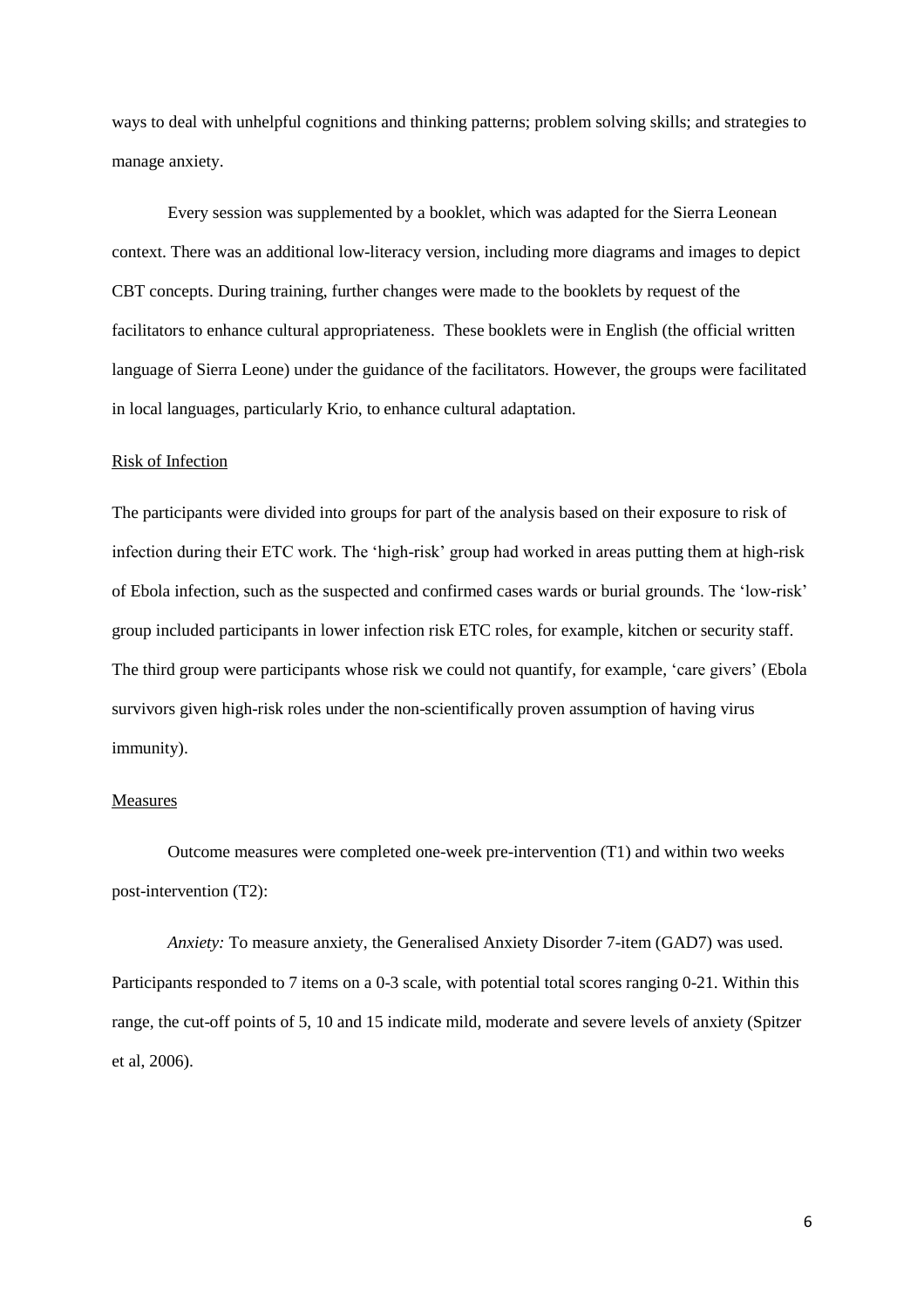ways to deal with unhelpful cognitions and thinking patterns; problem solving skills; and strategies to manage anxiety.

Every session was supplemented by a booklet, which was adapted for the Sierra Leonean context. There was an additional low-literacy version, including more diagrams and images to depict CBT concepts. During training, further changes were made to the booklets by request of the facilitators to enhance cultural appropriateness. These booklets were in English (the official written language of Sierra Leone) under the guidance of the facilitators. However, the groups were facilitated in local languages, particularly Krio, to enhance cultural adaptation.

### Risk of Infection

The participants were divided into groups for part of the analysis based on their exposure to risk of infection during their ETC work. The 'high-risk' group had worked in areas putting them at high-risk of Ebola infection, such as the suspected and confirmed cases wards or burial grounds. The 'low-risk' group included participants in lower infection risk ETC roles, for example, kitchen or security staff. The third group were participants whose risk we could not quantify, for example, 'care givers' (Ebola survivors given high-risk roles under the non-scientifically proven assumption of having virus immunity).

### Measures

Outcome measures were completed one-week pre-intervention (T1) and within two weeks post-intervention (T2):

*Anxiety:* To measure anxiety, the Generalised Anxiety Disorder 7-item (GAD7) was used. Participants responded to 7 items on a 0-3 scale, with potential total scores ranging 0-21. Within this range, the cut-off points of 5, 10 and 15 indicate mild, moderate and severe levels of anxiety (Spitzer et al, 2006).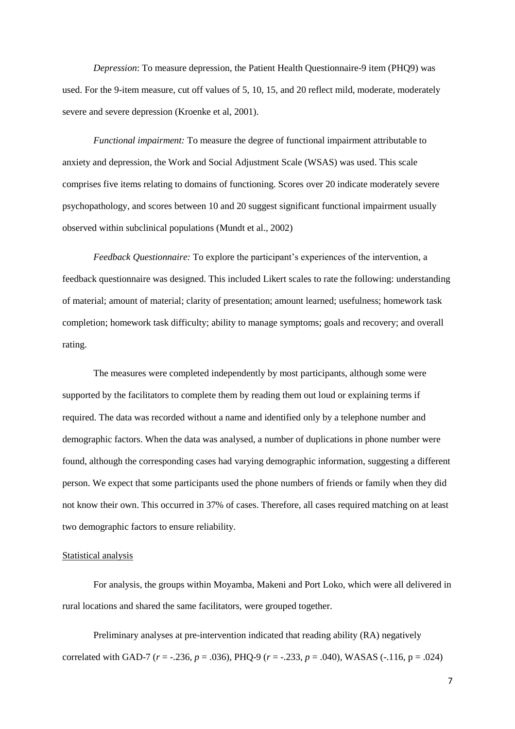*Depression*: To measure depression, the Patient Health Questionnaire-9 item (PHQ9) was used. For the 9-item measure, cut off values of 5, 10, 15, and 20 reflect mild, moderate, moderately severe and severe depression (Kroenke et al, 2001).

*Functional impairment:* To measure the degree of functional impairment attributable to anxiety and depression, the Work and Social Adjustment Scale (WSAS) was used. This scale comprises five items relating to domains of functioning. Scores over 20 indicate moderately severe psychopathology, and scores between 10 and 20 suggest significant functional impairment usually observed within subclinical populations (Mundt et al., 2002)

*Feedback Questionnaire:* To explore the participant's experiences of the intervention, a feedback questionnaire was designed. This included Likert scales to rate the following: understanding of material; amount of material; clarity of presentation; amount learned; usefulness; homework task completion; homework task difficulty; ability to manage symptoms; goals and recovery; and overall rating.

The measures were completed independently by most participants, although some were supported by the facilitators to complete them by reading them out loud or explaining terms if required. The data was recorded without a name and identified only by a telephone number and demographic factors. When the data was analysed, a number of duplications in phone number were found, although the corresponding cases had varying demographic information, suggesting a different person. We expect that some participants used the phone numbers of friends or family when they did not know their own. This occurred in 37% of cases. Therefore, all cases required matching on at least two demographic factors to ensure reliability.

<u>Statistical analysis</u>

For analysis, the groups within Moyamba, Makeni and Port Loko, which were all delivered in rural locations and shared the same facilitators, were grouped together.

Preliminary analyses at pre-intervention indicated that reading ability (RA) negatively correlated with GAD-7 ($r$ = -.236, $p$ = .036), PHQ-9 ($r$ = -.233, $p$ = .040), WASAS (-.116, p = .024)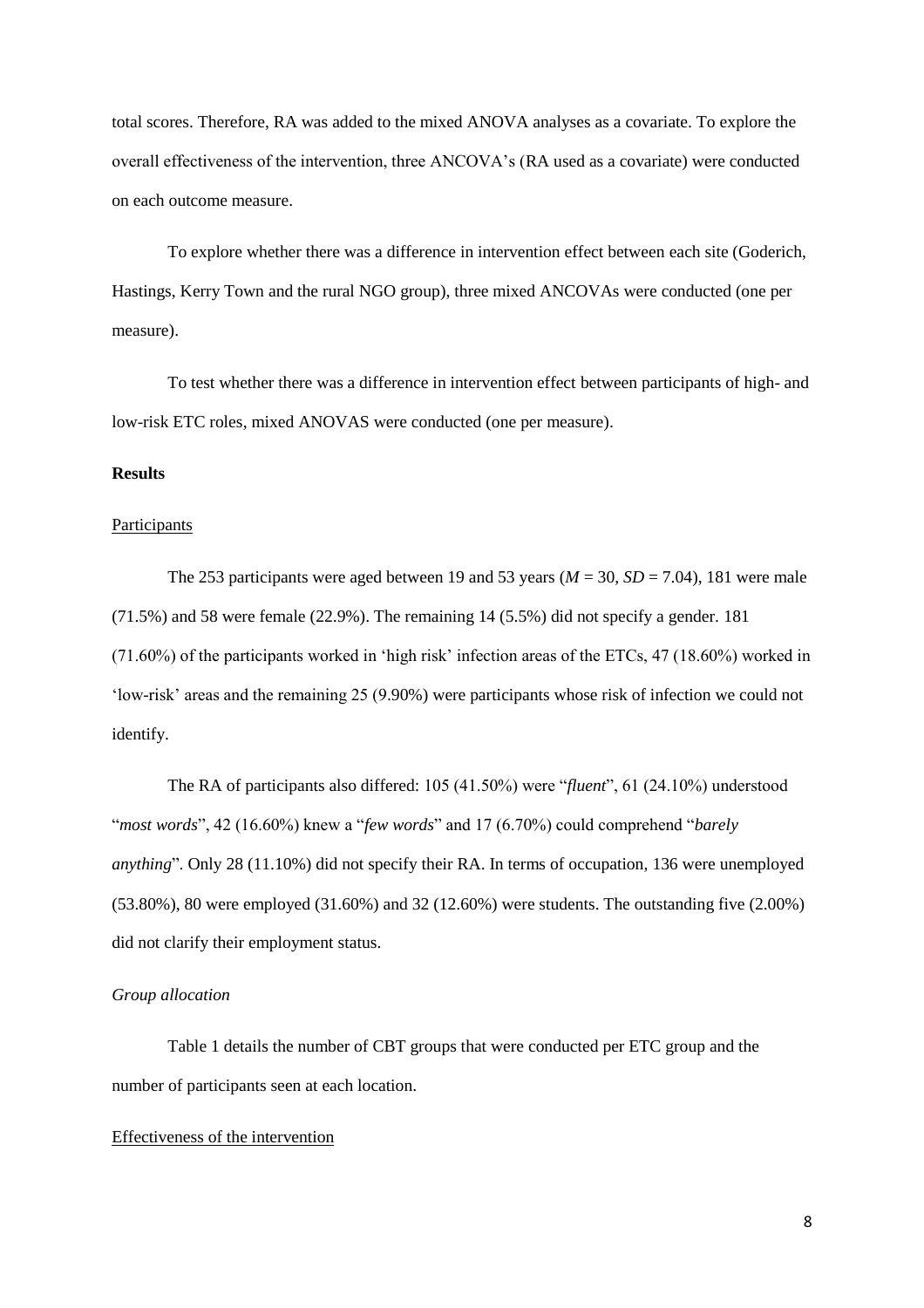total scores. Therefore, RA was added to the mixed ANOVA analyses as a covariate. To explore the overall effectiveness of the intervention, three ANCOVA's (RA used as a covariate) were conducted on each outcome measure.

To explore whether there was a difference in intervention effect between each site (Goderich, Hastings, Kerry Town and the rural NGO group), three mixed ANCOVAs were conducted (one per measure).

To test whether there was a difference in intervention effect between participants of high- and low-risk ETC roles, mixed ANOVAS were conducted (one per measure).

**Results**

Participants

The 253 participants were aged between 19 and 53 years ($M$ = 30, $SD$ = 7.04), 181 were male (71.5%) and 58 were female (22.9%). The remaining 14 (5.5%) did not specify a gender. 181 (71.60%) of the participants worked in 'high risk' infection areas of the ETCs, 47 (18.60%) worked in 'low-risk' areas and the remaining 25 (9.90%) were participants whose risk of infection we could not identify.

The RA of participants also differed: 105 (41.50%) were "*fluent*", 61 (24.10%) understood "*most words*", 42 (16.60%) knew a "*few words*" and 17 (6.70%) could comprehend "*barely anything*". Only 28 (11.10%) did not specify their RA. In terms of occupation, 136 were unemployed (53.80%), 80 were employed (31.60%) and 32 (12.60%) were students. The outstanding five (2.00%) did not clarify their employment status.

*Group allocation*

Table 1 details the number of CBT groups that were conducted per ETC group and the number of participants seen at each location.

Effectiveness of the intervention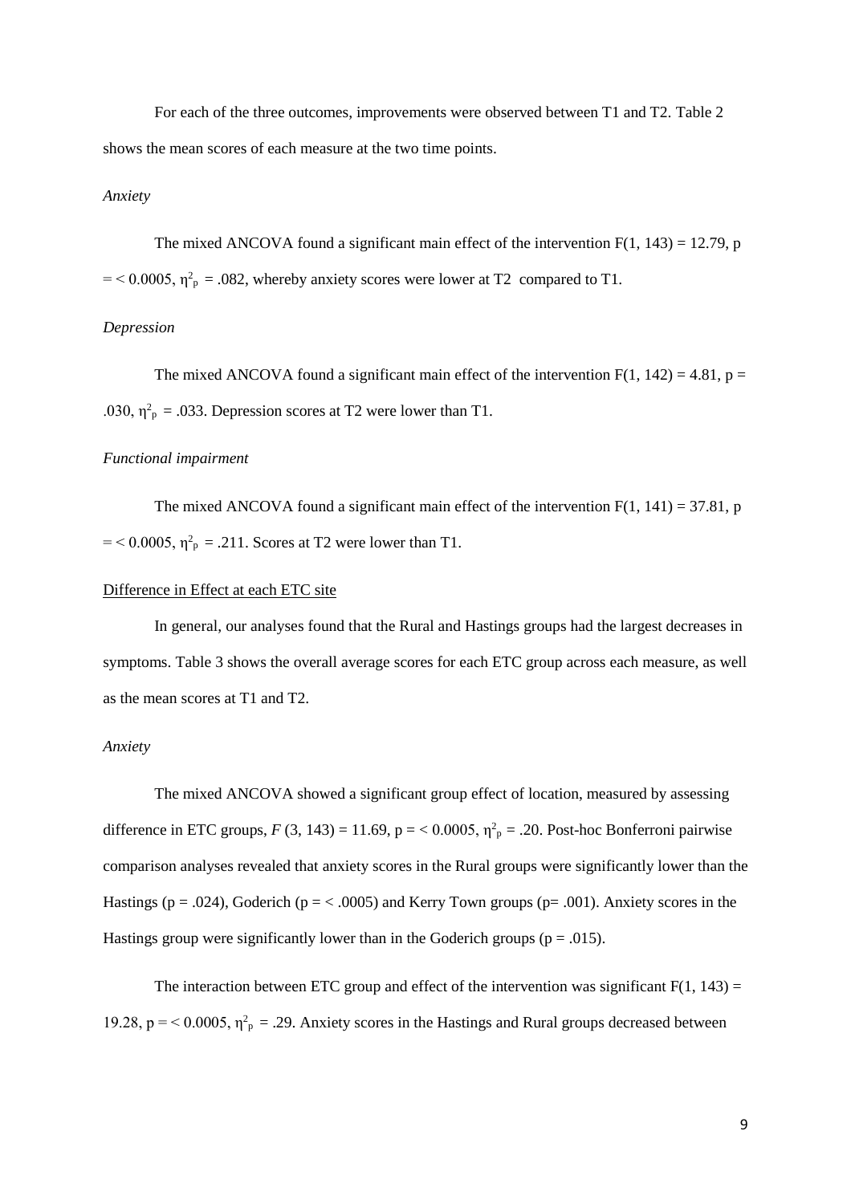For each of the three outcomes, improvements were observed between T1 and T2. Table 2 shows the mean scores of each measure at the two time points.

*Anxiety*

The mixed ANCOVA found a significant main effect of the intervention $F(1, 143) = 12.79$, $p = < 0.0005$, $\eta^2_p = .082$, whereby anxiety scores were lower at T2 compared to T1.

*Depression*

The mixed ANCOVA found a significant main effect of the intervention $F(1, 142) = 4.81$, $p = .030$, $\eta^2_p = .033$. Depression scores at T2 were lower than T1.

*Functional impairment*

The mixed ANCOVA found a significant main effect of the intervention $F(1, 141) = 37.81$, $p = < 0.0005$, $\eta^2_p = .211$. Scores at T2 were lower than T1.

Difference in Effect at each ETC site

In general, our analyses found that the Rural and Hastings groups had the largest decreases in symptoms. Table 3 shows the overall average scores for each ETC group across each measure, as well as the mean scores at T1 and T2.

*Anxiety*

The mixed ANCOVA showed a significant group effect of location, measured by assessing difference in ETC groups, $F(3, 143) = 11.69$, $p = < 0.0005$, $\eta^2_p = .20$. Post-hoc Bonferroni pairwise comparison analyses revealed that anxiety scores in the Rural groups were significantly lower than the Hastings ($p = .024$), Goderich ($p = < .0005$) and Kerry Town groups ($p = .001$). Anxiety scores in the Hastings group were significantly lower than in the Goderich groups ($p = .015$).

The interaction between ETC group and effect of the intervention was significant $F(1, 143) = 19.28$, $p = < 0.0005$, $\eta^2_p = .29$. Anxiety scores in the Hastings and Rural groups decreased between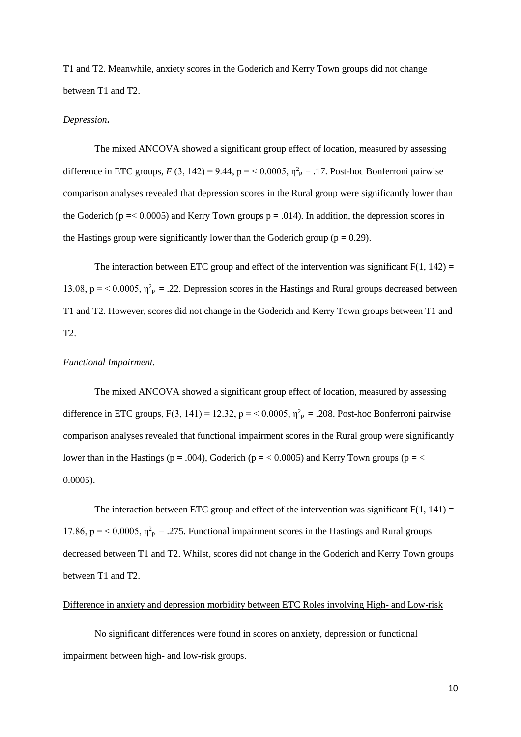T1 and T2. Meanwhile, anxiety scores in the Goderich and Kerry Town groups did not change between T1 and T2.

*Depression***.**

The mixed ANCOVA showed a significant group effect of location, measured by assessing difference in ETC groups, $F$ (3, 142) = 9.44, p = < 0.0005, $\eta^2_p$ = .17. Post-hoc Bonferroni pairwise comparison analyses revealed that depression scores in the Rural group were significantly lower than the Goderich (p =< 0.0005) and Kerry Town groups p = .014). In addition, the depression scores in the Hastings group were significantly lower than the Goderich group (p = 0.29).

The interaction between ETC group and effect of the intervention was significant F(1, 142) = 13.08, p = < 0.0005, $\eta^2_p$ = .22. Depression scores in the Hastings and Rural groups decreased between T1 and T2. However, scores did not change in the Goderich and Kerry Town groups between T1 and T2.

*Functional Impairment.*

The mixed ANCOVA showed a significant group effect of location, measured by assessing difference in ETC groups, F(3, 141) = 12.32, p = < 0.0005, $\eta^2_p$ = .208. Post-hoc Bonferroni pairwise comparison analyses revealed that functional impairment scores in the Rural group were significantly lower than in the Hastings (p = .004), Goderich (p = < 0.0005) and Kerry Town groups (p = < 0.0005).

The interaction between ETC group and effect of the intervention was significant F(1, 141) = 17.86, p = < 0.0005, $\eta^2_p$ = .275. Functional impairment scores in the Hastings and Rural groups decreased between T1 and T2. Whilst, scores did not change in the Goderich and Kerry Town groups between T1 and T2.

Difference in anxiety and depression morbidity between ETC Roles involving High- and Low-risk

No significant differences were found in scores on anxiety, depression or functional impairment between high- and low-risk groups.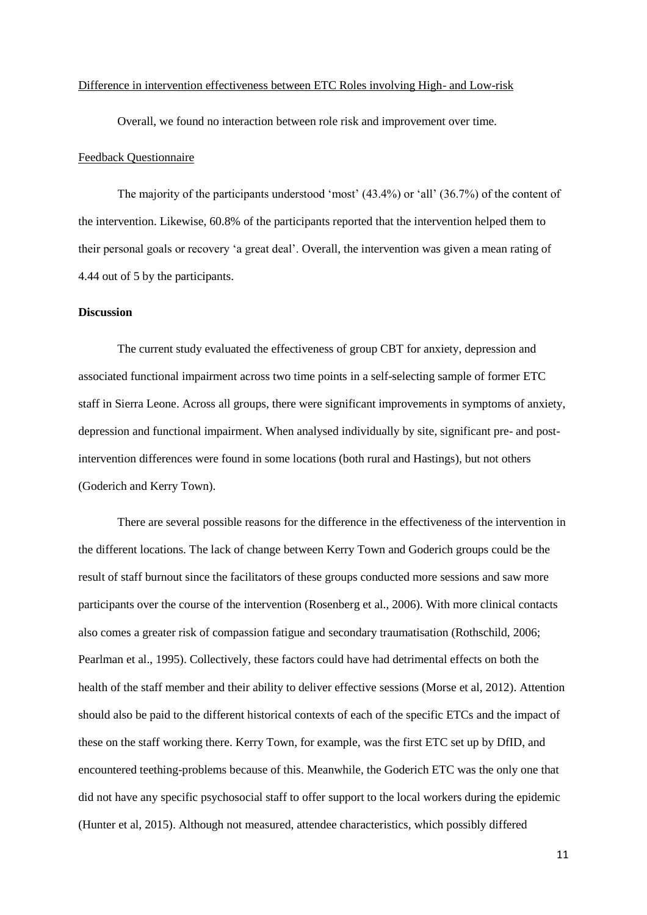Difference in intervention effectiveness between ETC Roles involving High- and Low-risk

Overall, we found no interaction between role risk and improvement over time.

Feedback Questionnaire

The majority of the participants understood 'most' (43.4%) or 'all' (36.7%) of the content of the intervention. Likewise, 60.8% of the participants reported that the intervention helped them to their personal goals or recovery 'a great deal'. Overall, the intervention was given a mean rating of 4.44 out of 5 by the participants.

**Discussion**

The current study evaluated the effectiveness of group CBT for anxiety, depression and associated functional impairment across two time points in a self-selecting sample of former ETC staff in Sierra Leone. Across all groups, there were significant improvements in symptoms of anxiety, depression and functional impairment. When analysed individually by site, significant pre- and post-intervention differences were found in some locations (both rural and Hastings), but not others (Goderich and Kerry Town).

There are several possible reasons for the difference in the effectiveness of the intervention in the different locations. The lack of change between Kerry Town and Goderich groups could be the result of staff burnout since the facilitators of these groups conducted more sessions and saw more participants over the course of the intervention (Rosenberg et al., 2006). With more clinical contacts also comes a greater risk of compassion fatigue and secondary traumatisation (Rothschild, 2006; Pearlman et al., 1995). Collectively, these factors could have had detrimental effects on both the health of the staff member and their ability to deliver effective sessions (Morse et al, 2012). Attention should also be paid to the different historical contexts of each of the specific ETCs and the impact of these on the staff working there. Kerry Town, for example, was the first ETC set up by DfID, and encountered teething-problems because of this. Meanwhile, the Goderich ETC was the only one that did not have any specific psychosocial staff to offer support to the local workers during the epidemic (Hunter et al, 2015). Although not measured, attendee characteristics, which possibly differed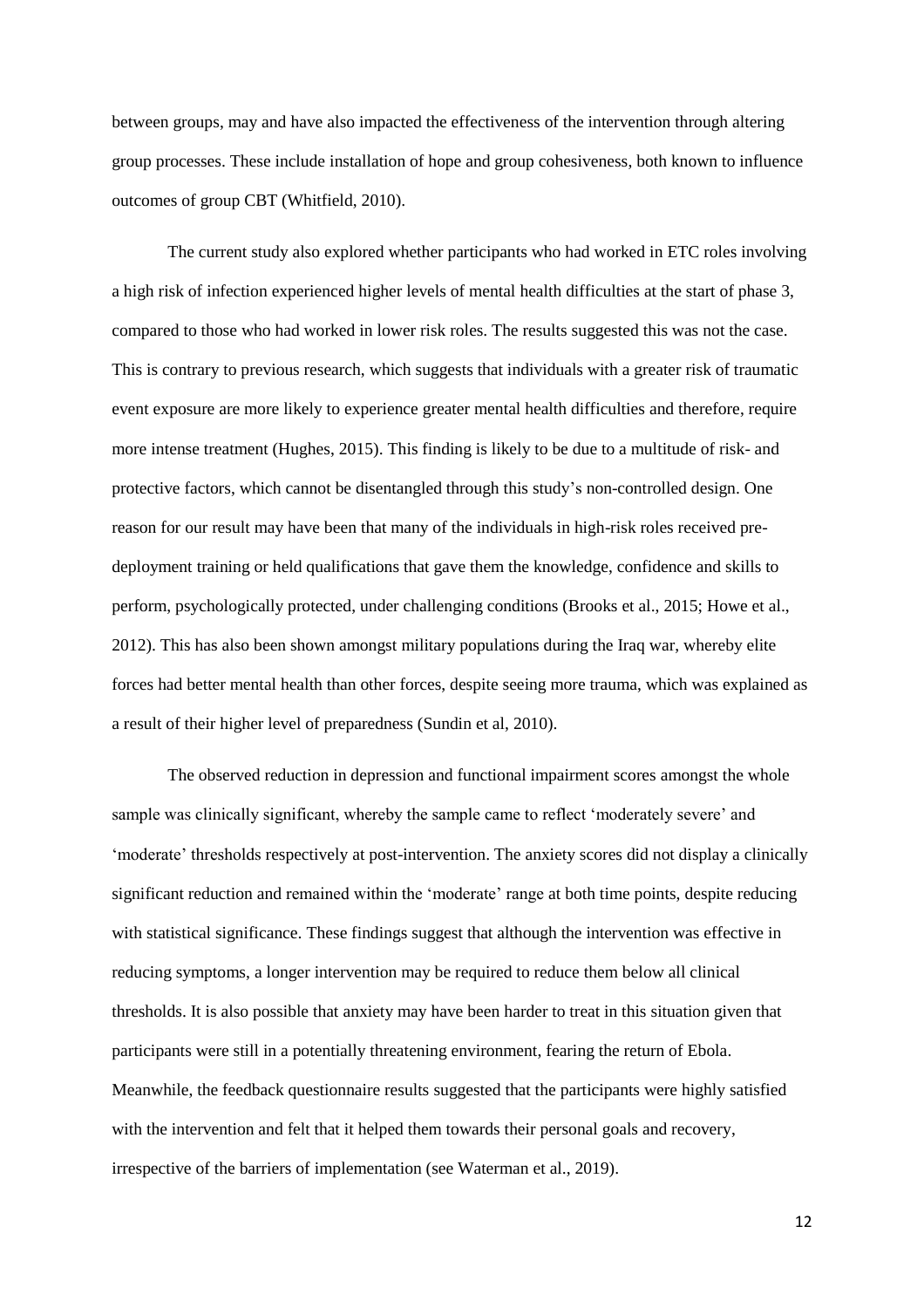between groups, may and have also impacted the effectiveness of the intervention through altering group processes. These include installation of hope and group cohesiveness, both known to influence outcomes of group CBT (Whitfield, 2010).

The current study also explored whether participants who had worked in ETC roles involving a high risk of infection experienced higher levels of mental health difficulties at the start of phase 3, compared to those who had worked in lower risk roles. The results suggested this was not the case. This is contrary to previous research, which suggests that individuals with a greater risk of traumatic event exposure are more likely to experience greater mental health difficulties and therefore, require more intense treatment (Hughes, 2015). This finding is likely to be due to a multitude of risk- and protective factors, which cannot be disentangled through this study's non-controlled design. One reason for our result may have been that many of the individuals in high-risk roles received pre-deployment training or held qualifications that gave them the knowledge, confidence and skills to perform, psychologically protected, under challenging conditions (Brooks et al., 2015; Howe et al., 2012). This has also been shown amongst military populations during the Iraq war, whereby elite forces had better mental health than other forces, despite seeing more trauma, which was explained as a result of their higher level of preparedness (Sundin et al, 2010).

The observed reduction in depression and functional impairment scores amongst the whole sample was clinically significant, whereby the sample came to reflect 'moderately severe' and 'moderate' thresholds respectively at post-intervention. The anxiety scores did not display a clinically significant reduction and remained within the 'moderate' range at both time points, despite reducing with statistical significance. These findings suggest that although the intervention was effective in reducing symptoms, a longer intervention may be required to reduce them below all clinical thresholds. It is also possible that anxiety may have been harder to treat in this situation given that participants were still in a potentially threatening environment, fearing the return of Ebola. Meanwhile, the feedback questionnaire results suggested that the participants were highly satisfied with the intervention and felt that it helped them towards their personal goals and recovery, irrespective of the barriers of implementation (see Waterman et al., 2019).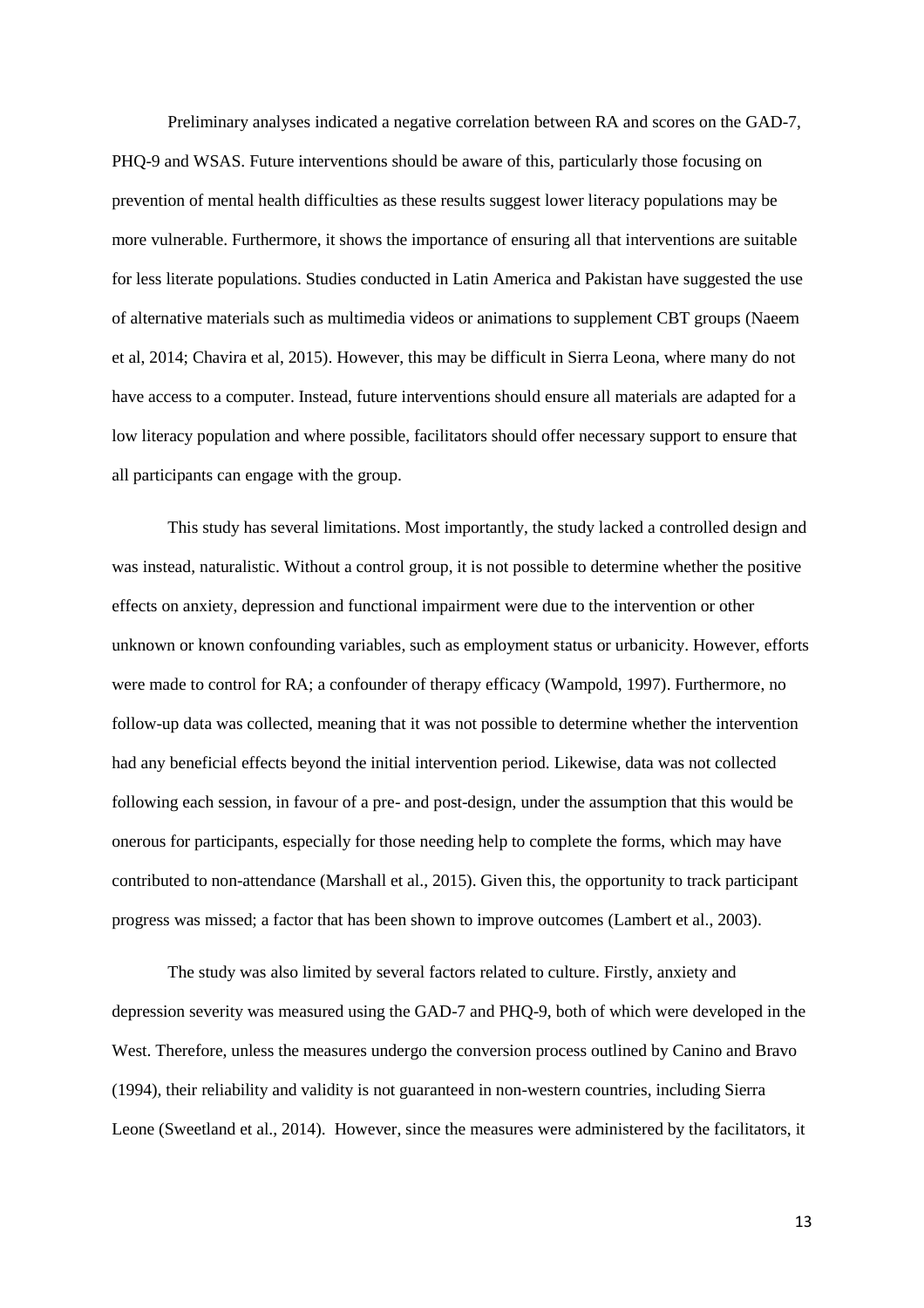Preliminary analyses indicated a negative correlation between RA and scores on the GAD-7, PHQ-9 and WSAS. Future interventions should be aware of this, particularly those focusing on prevention of mental health difficulties as these results suggest lower literacy populations may be more vulnerable. Furthermore, it shows the importance of ensuring all that interventions are suitable for less literate populations. Studies conducted in Latin America and Pakistan have suggested the use of alternative materials such as multimedia videos or animations to supplement CBT groups (Naeem et al, 2014; Chavira et al, 2015). However, this may be difficult in Sierra Leona, where many do not have access to a computer. Instead, future interventions should ensure all materials are adapted for a low literacy population and where possible, facilitators should offer necessary support to ensure that all participants can engage with the group.

This study has several limitations. Most importantly, the study lacked a controlled design and was instead, naturalistic. Without a control group, it is not possible to determine whether the positive effects on anxiety, depression and functional impairment were due to the intervention or other unknown or known confounding variables, such as employment status or urbanicity. However, efforts were made to control for RA; a confounder of therapy efficacy (Wampold, 1997). Furthermore, no follow-up data was collected, meaning that it was not possible to determine whether the intervention had any beneficial effects beyond the initial intervention period. Likewise, data was not collected following each session, in favour of a pre- and post-design, under the assumption that this would be onerous for participants, especially for those needing help to complete the forms, which may have contributed to non-attendance (Marshall et al., 2015). Given this, the opportunity to track participant progress was missed; a factor that has been shown to improve outcomes (Lambert et al., 2003).

The study was also limited by several factors related to culture. Firstly, anxiety and depression severity was measured using the GAD-7 and PHQ-9, both of which were developed in the West. Therefore, unless the measures undergo the conversion process outlined by Canino and Bravo (1994), their reliability and validity is not guaranteed in non-western countries, including Sierra Leone (Sweetland et al., 2014). However, since the measures were administered by the facilitators, it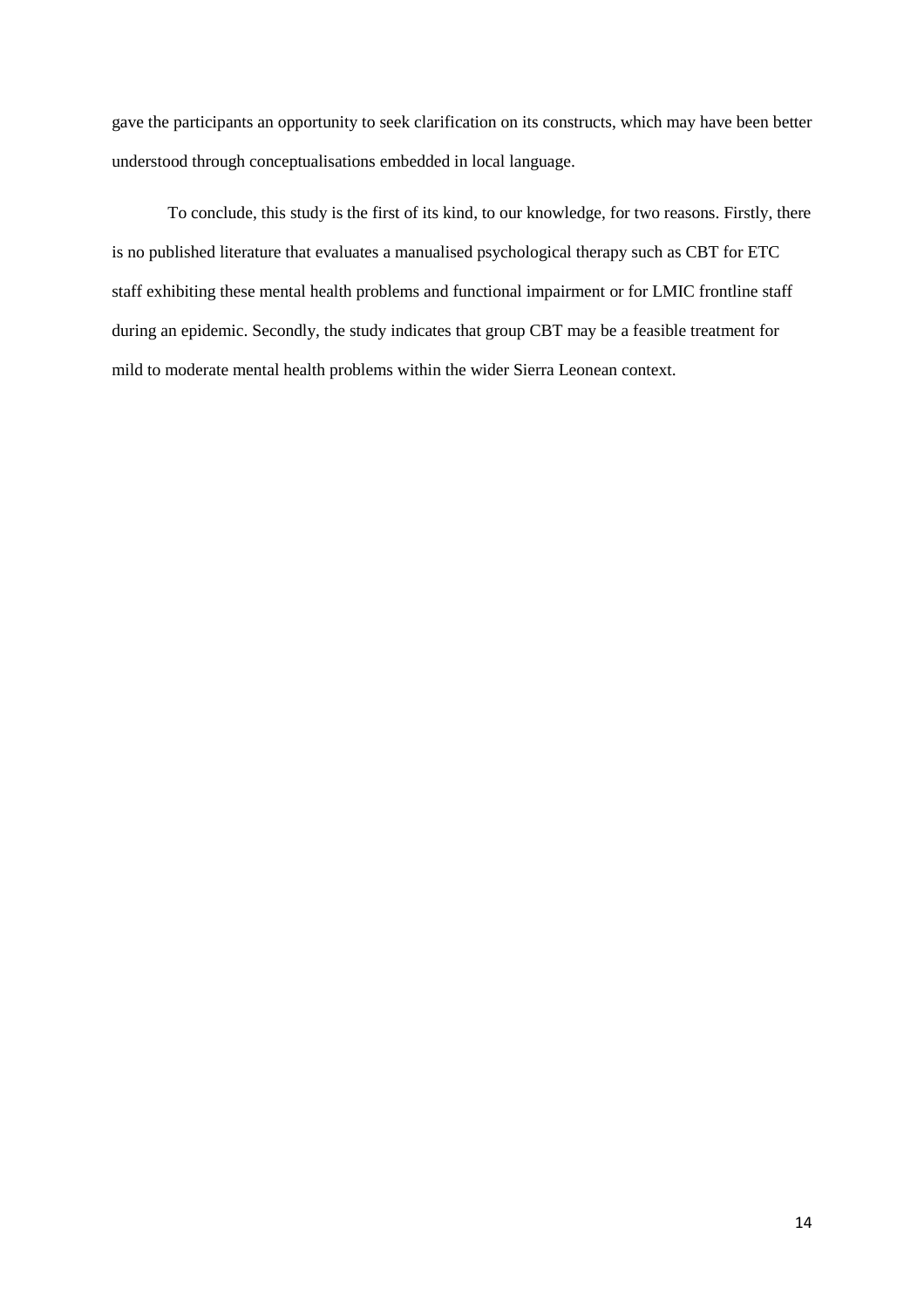gave the participants an opportunity to seek clarification on its constructs, which may have been better understood through conceptualisations embedded in local language.

To conclude, this study is the first of its kind, to our knowledge, for two reasons. Firstly, there is no published literature that evaluates a manualised psychological therapy such as CBT for ETC staff exhibiting these mental health problems and functional impairment or for LMIC frontline staff during an epidemic. Secondly, the study indicates that group CBT may be a feasible treatment for mild to moderate mental health problems within the wider Sierra Leonean context.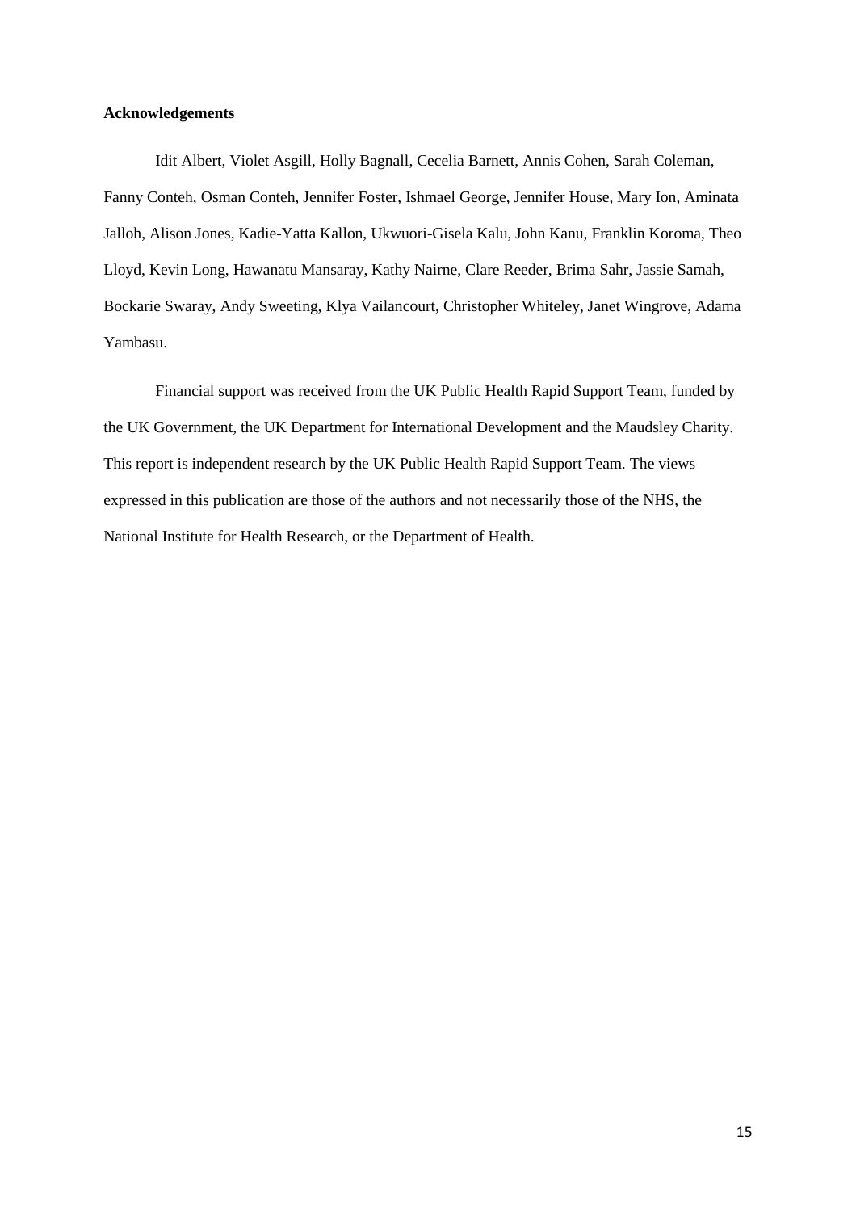**Acknowledgements**

Idit Albert, Violet Asgill, Holly Bagnall, Cecelia Barnett, Annis Cohen, Sarah Coleman, Fanny Conteh, Osman Conteh, Jennifer Foster, Ishmael George, Jennifer House, Mary Ion, Aminata Jalloh, Alison Jones, Kadie-Yatta Kallon, Ukwuori-Gisela Kalu, John Kanu, Franklin Koroma, Theo Lloyd, Kevin Long, Hawanatu Mansaray, Kathy Nairne, Clare Reeder, Brima Sahr, Jassie Samah, Bockarie Swaray, Andy Sweeting, Klya Vailancourt, Christopher Whiteley, Janet Wingrove, Adama Yambasu.

Financial support was received from the UK Public Health Rapid Support Team, funded by the UK Government, the UK Department for International Development and the Maudsley Charity. This report is independent research by the UK Public Health Rapid Support Team. The views expressed in this publication are those of the authors and not necessarily those of the NHS, the National Institute for Health Research, or the Department of Health.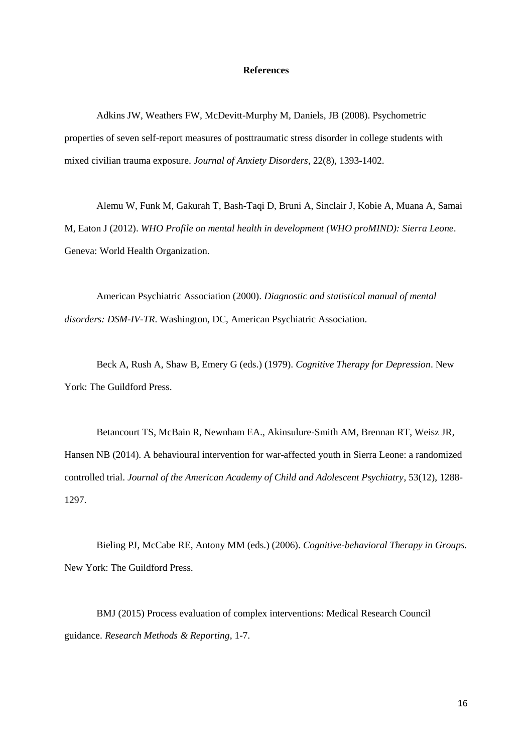**References**

Adkins JW, Weathers FW, McDevitt-Murphy M, Daniels, JB (2008). Psychometric properties of seven self-report measures of posttraumatic stress disorder in college students with mixed civilian trauma exposure. *Journal of Anxiety Disorders*, 22(8), 1393-1402.

Alemu W, Funk M, Gakurah T, Bash-Taqi D, Bruni A, Sinclair J, Kobie A, Muana A, Samai M, Eaton J (2012). *WHO Profile on mental health in development (WHO proMIND): Sierra Leone*. Geneva: World Health Organization.

American Psychiatric Association (2000). *Diagnostic and statistical manual of mental disorders: DSM-IV-TR*. Washington, DC, American Psychiatric Association.

Beck A, Rush A, Shaw B, Emery G (eds.) (1979). *Cognitive Therapy for Depression*. New York: The Guildford Press.

Betancourt TS, McBain R, Newnham EA., Akinsulure-Smith AM, Brennan RT, Weisz JR, Hansen NB (2014). A behavioural intervention for war-affected youth in Sierra Leone: a randomized controlled trial. *Journal of the American Academy of Child and Adolescent Psychiatry*, 53(12), 1288-1297.

Bieling PJ, McCabe RE, Antony MM (eds.) (2006). *Cognitive-behavioral Therapy in Groups.* New York: The Guildford Press.

BMJ (2015) Process evaluation of complex interventions: Medical Research Council guidance. *Research Methods & Reporting*, 1-7.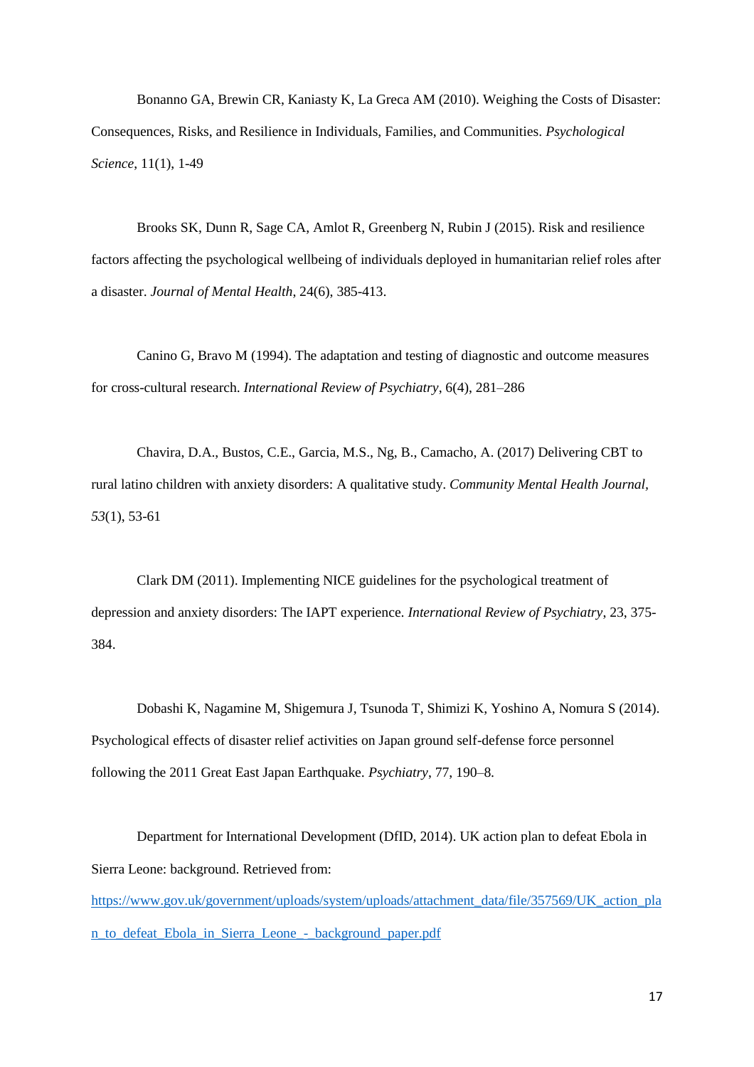Bonanno GA, Brewin CR, Kaniasty K, La Greca AM (2010). Weighing the Costs of Disaster: Consequences, Risks, and Resilience in Individuals, Families, and Communities. *Psychological Science*, 11(1), 1-49

Brooks SK, Dunn R, Sage CA, Amlot R, Greenberg N, Rubin J (2015). Risk and resilience factors affecting the psychological wellbeing of individuals deployed in humanitarian relief roles after a disaster. *Journal of Mental Health*, 24(6), 385-413.

Canino G, Bravo M (1994). The adaptation and testing of diagnostic and outcome measures for cross-cultural research. *International Review of Psychiatry*, 6(4), 281–286

Chavira, D.A., Bustos, C.E., Garcia, M.S., Ng, B., Camacho, A. (2017) Delivering CBT to rural latino children with anxiety disorders: A qualitative study. *Community Mental Health Journal*, *53*(1), 53-61

Clark DM (2011). Implementing NICE guidelines for the psychological treatment of depression and anxiety disorders: The IAPT experience. *International Review of Psychiatry*, 23, 375-384.

Dobashi K, Nagamine M, Shigemura J, Tsunoda T, Shimizi K, Yoshino A, Nomura S (2014). Psychological effects of disaster relief activities on Japan ground self-defense force personnel following the 2011 Great East Japan Earthquake. *Psychiatry*, 77, 190–8.

Department for International Development (DfID, 2014). UK action plan to defeat Ebola in Sierra Leone: background. Retrieved from: https://www.gov.uk/government/uploads/system/uploads/attachment_data/file/357569/UK_action_plan_to_defeat_Ebola_in_Sierra_Leone_-_background_paper.pdf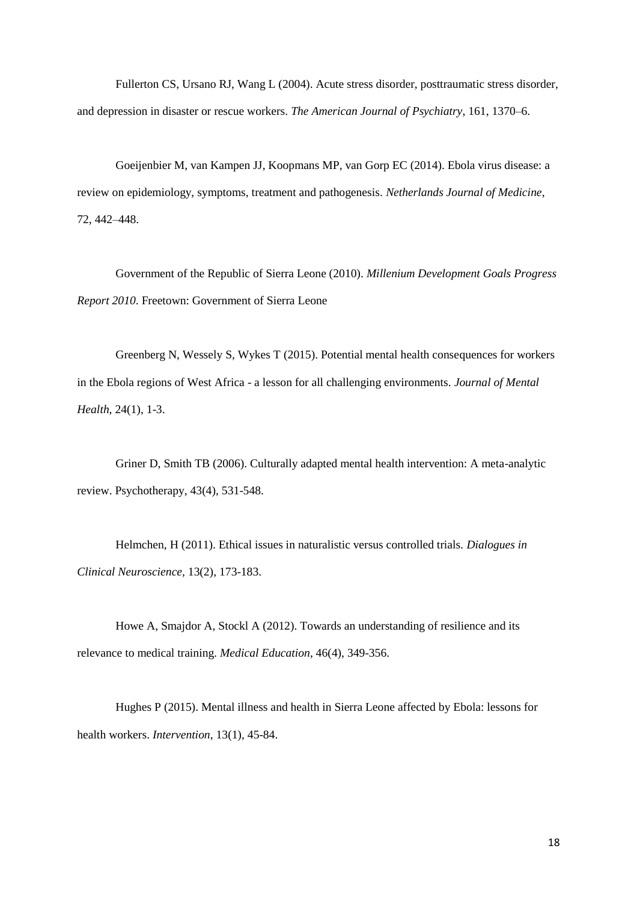Fullerton CS, Ursano RJ, Wang L (2004). Acute stress disorder, posttraumatic stress disorder, and depression in disaster or rescue workers. *The American Journal of Psychiatry*, 161, 1370–6.

Goeijenbier M, van Kampen JJ, Koopmans MP, van Gorp EC (2014). Ebola virus disease: a review on epidemiology, symptoms, treatment and pathogenesis. *Netherlands Journal of Medicine*, 72, 442–448.

Government of the Republic of Sierra Leone (2010). *Millenium Development Goals Progress Report 2010*. Freetown: Government of Sierra Leone

Greenberg N, Wessely S, Wykes T (2015). Potential mental health consequences for workers in the Ebola regions of West Africa - a lesson for all challenging environments. *Journal of Mental Health*, 24(1), 1-3.

Griner D, Smith TB (2006). Culturally adapted mental health intervention: A meta-analytic review. Psychotherapy, 43(4), 531-548.

Helmchen, H (2011). Ethical issues in naturalistic versus controlled trials. *Dialogues in Clinical Neuroscience,* 13(2), 173-183.

Howe A, Smajdor A, Stockl A (2012). Towards an understanding of resilience and its relevance to medical training. *Medical Education*, 46(4), 349-356.

Hughes P (2015). Mental illness and health in Sierra Leone affected by Ebola: lessons for health workers. *Intervention*, 13(1), 45-84.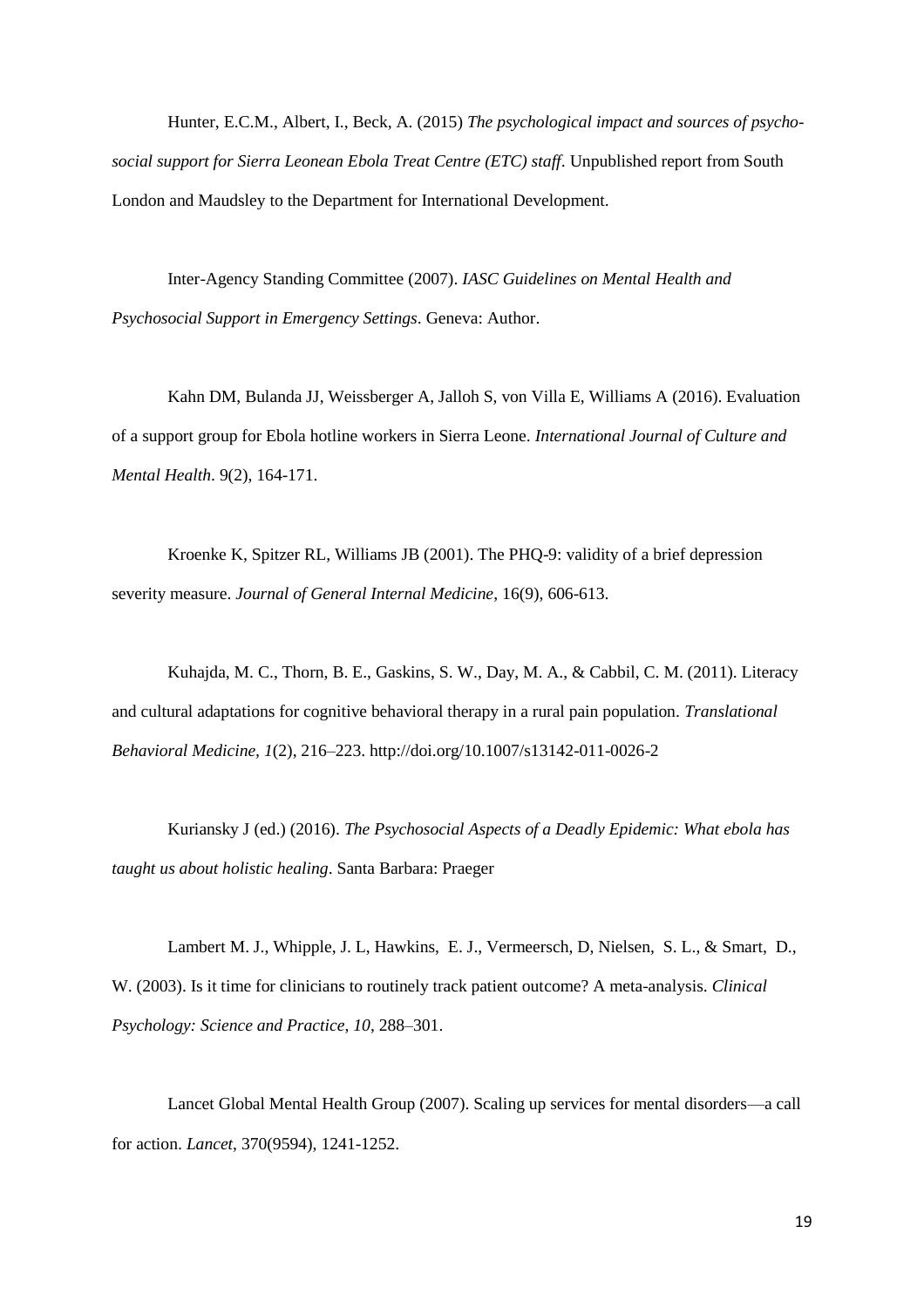Hunter, E.C.M., Albert, I., Beck, A. (2015) *The psychological impact and sources of psycho-social support for Sierra Leonean Ebola Treat Centre (ETC) staff*. Unpublished report from South London and Maudsley to the Department for International Development.

Inter-Agency Standing Committee (2007). *IASC Guidelines on Mental Health and Psychosocial Support in Emergency Settings*. Geneva: Author.

Kahn DM, Bulanda JJ, Weissberger A, Jalloh S, von Villa E, Williams A (2016). Evaluation of a support group for Ebola hotline workers in Sierra Leone. *International Journal of Culture and Mental Health*. 9(2), 164-171.

Kroenke K, Spitzer RL, Williams JB (2001). The PHQ-9: validity of a brief depression severity measure. *Journal of General Internal Medicine*, 16(9), 606-613.

Kuhajda, M. C., Thorn, B. E., Gaskins, S. W., Day, M. A., & Cabbil, C. M. (2011). Literacy and cultural adaptations for cognitive behavioral therapy in a rural pain population. *Translational Behavioral Medicine*, *1*(2), 216–223. http://doi.org/10.1007/s13142-011-0026-2

Kuriansky J (ed.) (2016). *The Psychosocial Aspects of a Deadly Epidemic: What ebola has taught us about holistic healing*. Santa Barbara: Praeger

Lambert M. J., Whipple, J. L, Hawkins, E. J., Vermeersch, D, Nielsen, S. L., & Smart, D., W. (2003). Is it time for clinicians to routinely track patient outcome? A meta-analysis. *Clinical Psychology: Science and Practice*, *10*, 288–301.

Lancet Global Mental Health Group (2007). Scaling up services for mental disorders—a call for action. *Lancet*, 370(9594), 1241-1252.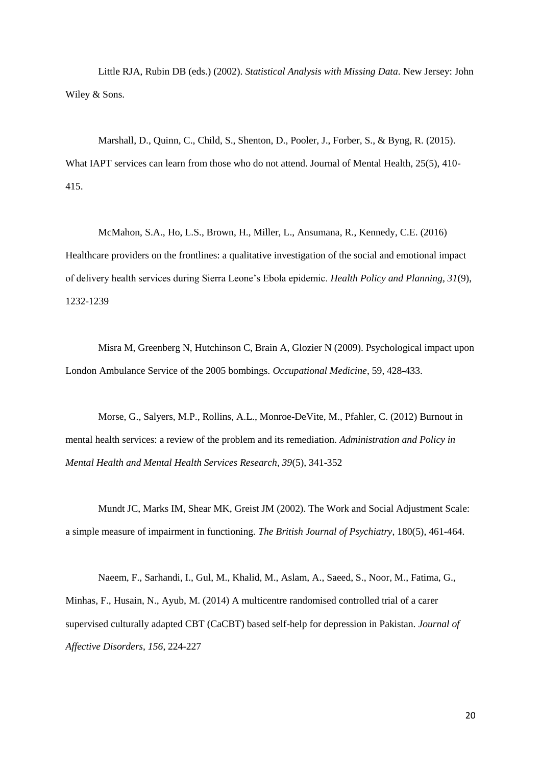Little RJA, Rubin DB (eds.) (2002). *Statistical Analysis with Missing Data*. New Jersey: John Wiley & Sons.

Marshall, D., Quinn, C., Child, S., Shenton, D., Pooler, J., Forber, S., & Byng, R. (2015). What IAPT services can learn from those who do not attend. Journal of Mental Health, 25(5), 410-415.

McMahon, S.A., Ho, L.S., Brown, H., Miller, L., Ansumana, R., Kennedy, C.E. (2016) Healthcare providers on the frontlines: a qualitative investigation of the social and emotional impact of delivery health services during Sierra Leone's Ebola epidemic. *Health Policy and Planning, 31*(9), 1232-1239

Misra M, Greenberg N, Hutchinson C, Brain A, Glozier N (2009). Psychological impact upon London Ambulance Service of the 2005 bombings. *Occupational Medicine*, 59, 428-433.

Morse, G., Salyers, M.P., Rollins, A.L., Monroe-DeVite, M., Pfahler, C. (2012) Burnout in mental health services: a review of the problem and its remediation. *Administration and Policy in Mental Health and Mental Health Services Research, 39*(5), 341-352

Mundt JC, Marks IM, Shear MK, Greist JM (2002). The Work and Social Adjustment Scale: a simple measure of impairment in functioning. *The British Journal of Psychiatry*, 180(5), 461-464.

Naeem, F., Sarhandi, I., Gul, M., Khalid, M., Aslam, A., Saeed, S., Noor, M., Fatima, G., Minhas, F., Husain, N., Ayub, M. (2014) A multicentre randomised controlled trial of a carer supervised culturally adapted CBT (CaCBT) based self-help for depression in Pakistan. *Journal of Affective Disorders, 156*, 224-227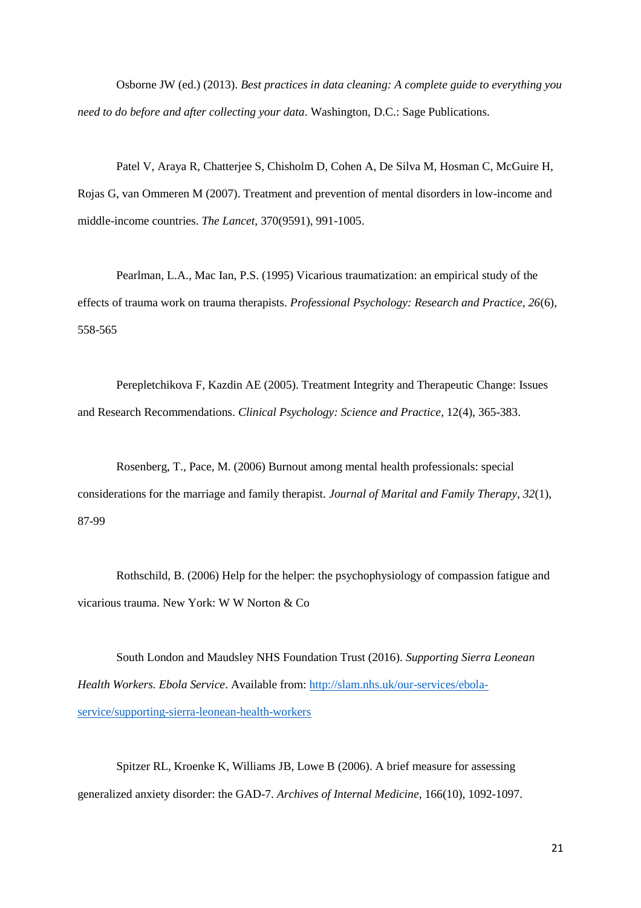Osborne JW (ed.) (2013). *Best practices in data cleaning: A complete guide to everything you need to do before and after collecting your data*. Washington, D.C.: Sage Publications.

Patel V, Araya R, Chatterjee S, Chisholm D, Cohen A, De Silva M, Hosman C, McGuire H, Rojas G, van Ommeren M (2007). Treatment and prevention of mental disorders in low-income and middle-income countries. *The Lancet*, 370(9591), 991-1005.

Pearlman, L.A., Mac Ian, P.S. (1995) Vicarious traumatization: an empirical study of the effects of trauma work on trauma therapists. *Professional Psychology: Research and Practice, 26*(6), 558-565

Perepletchikova F, Kazdin AE (2005). Treatment Integrity and Therapeutic Change: Issues and Research Recommendations. *Clinical Psychology: Science and Practice*, 12(4), 365-383.

Rosenberg, T., Pace, M. (2006) Burnout among mental health professionals: special considerations for the marriage and family therapist. *Journal of Marital and Family Therapy, 32*(1), 87-99

Rothschild, B. (2006) Help for the helper: the psychophysiology of compassion fatigue and vicarious trauma. New York: W W Norton & Co

South London and Maudsley NHS Foundation Trust (2016). *Supporting Sierra Leonean Health Workers. Ebola Service*. Available from: [http://slam.nhs.uk/our-services/ebola-service/supporting-sierra-leonean-health-workers](http://slam.nhs.uk/our-services/ebola-service/supporting-sierra-leonean-health-workers)

Spitzer RL, Kroenke K, Williams JB, Lowe B (2006). A brief measure for assessing generalized anxiety disorder: the GAD-7. *Archives of Internal Medicine*, 166(10), 1092-1097.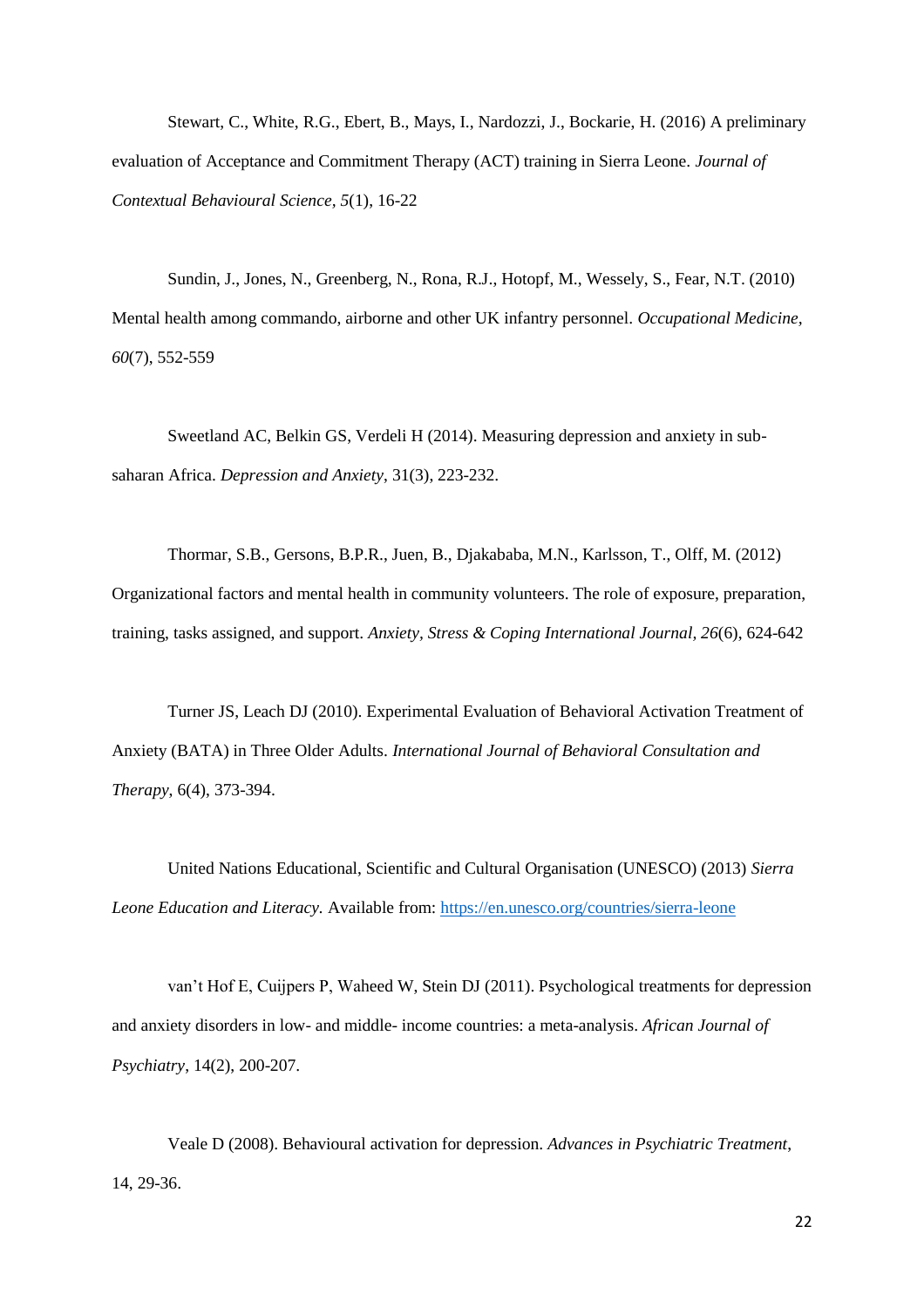Stewart, C., White, R.G., Ebert, B., Mays, I., Nardozzi, J., Bockarie, H. (2016) A preliminary evaluation of Acceptance and Commitment Therapy (ACT) training in Sierra Leone. *Journal of Contextual Behavioural Science*, *5*(1), 16-22

Sundin, J., Jones, N., Greenberg, N., Rona, R.J., Hotopf, M., Wessely, S., Fear, N.T. (2010) Mental health among commando, airborne and other UK infantry personnel. *Occupational Medicine, 60*(7), 552-559

Sweetland AC, Belkin GS, Verdeli H (2014). Measuring depression and anxiety in sub-saharan Africa. *Depression and Anxiety*, 31(3), 223-232.

Thormar, S.B., Gersons, B.P.R., Juen, B., Djakababa, M.N., Karlsson, T., Olff, M. (2012) Organizational factors and mental health in community volunteers. The role of exposure, preparation, training, tasks assigned, and support. *Anxiety, Stress & Coping International Journal, 26*(6), 624-642

Turner JS, Leach DJ (2010). Experimental Evaluation of Behavioral Activation Treatment of Anxiety (BATA) in Three Older Adults. *International Journal of Behavioral Consultation and Therapy*, 6(4), 373-394.

United Nations Educational, Scientific and Cultural Organisation (UNESCO) (2013) *Sierra Leone Education and Literacy.* Available from: https://en.unesco.org/countries/sierra-leone

van't Hof E, Cuijpers P, Waheed W, Stein DJ (2011). Psychological treatments for depression and anxiety disorders in low- and middle- income countries: a meta-analysis. *African Journal of Psychiatry*, 14(2), 200-207.

Veale D (2008). Behavioural activation for depression. *Advances in Psychiatric Treatment*, 14, 29-36.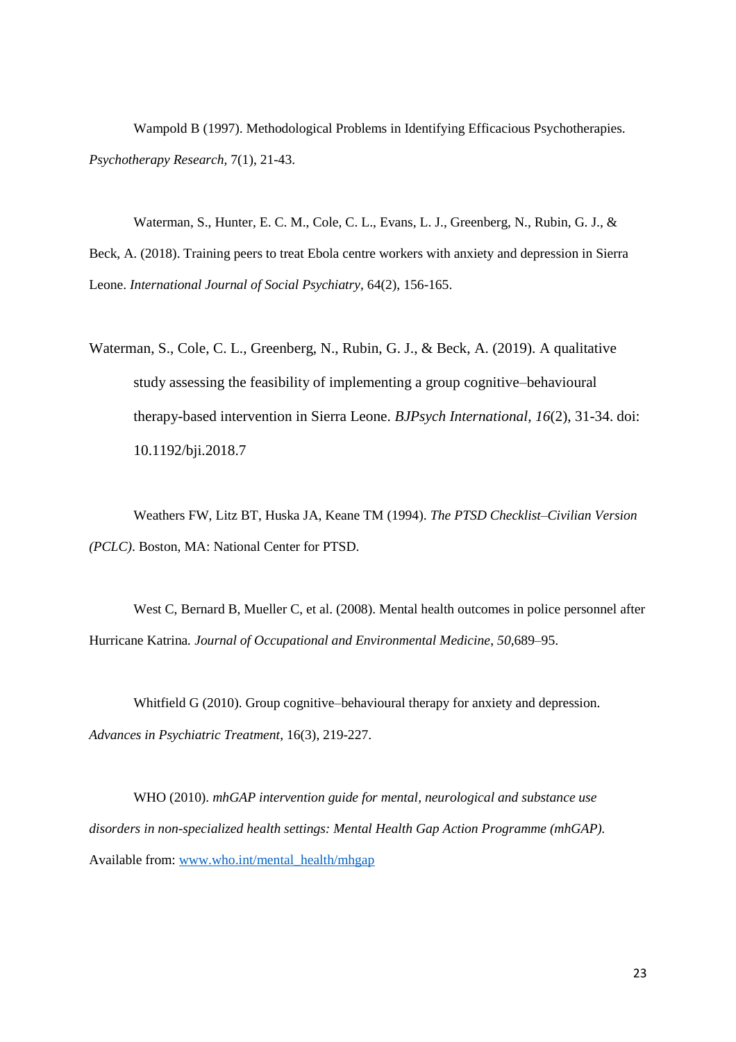Wampold B (1997). Methodological Problems in Identifying Efficacious Psychotherapies. *Psychotherapy Research*, 7(1), 21-43.

Waterman, S., Hunter, E. C. M., Cole, C. L., Evans, L. J., Greenberg, N., Rubin, G. J., & Beck, A. (2018). Training peers to treat Ebola centre workers with anxiety and depression in Sierra Leone. *International Journal of Social Psychiatry*, 64(2), 156-165.

Waterman, S., Cole, C. L., Greenberg, N., Rubin, G. J., & Beck, A. (2019). A qualitative study assessing the feasibility of implementing a group cognitive–behavioural therapy-based intervention in Sierra Leone. *BJPsych International*, *16*(2), 31-34. doi: 10.1192/bji.2018.7

Weathers FW, Litz BT, Huska JA, Keane TM (1994). *The PTSD Checklist–Civilian Version (PCLC)*. Boston, MA: National Center for PTSD.

West C, Bernard B, Mueller C, et al. (2008). Mental health outcomes in police personnel after Hurricane Katrina. *Journal of Occupational and Environmental Medicine*, *50*,689–95.

Whitfield G (2010). Group cognitive–behavioural therapy for anxiety and depression. *Advances in Psychiatric Treatment*, 16(3), 219-227.

WHO (2010). *mhGAP intervention guide for mental, neurological and substance use disorders in non-specialized health settings: Mental Health Gap Action Programme (mhGAP).* Available from: www.who.int/mental_health/mhgap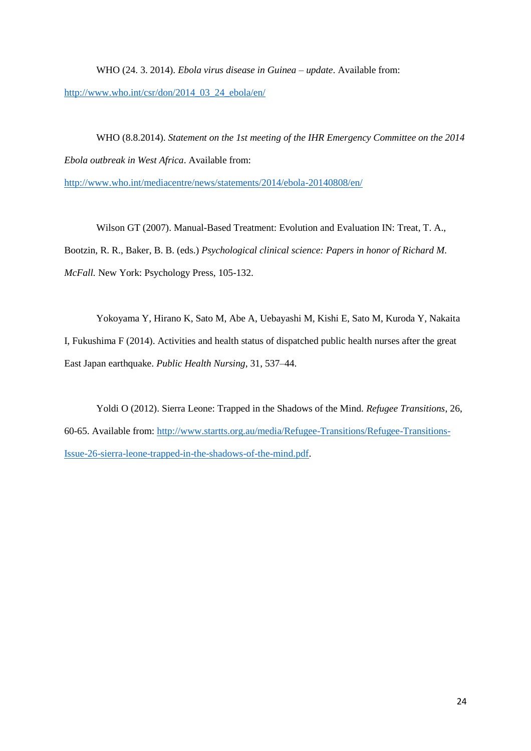WHO (24. 3. 2014). *Ebola virus disease in Guinea – update*. Available from: http://www.who.int/csr/don/2014_03_24_ebola/en/

WHO (8.8.2014). *Statement on the 1st meeting of the IHR Emergency Committee on the 2014 Ebola outbreak in West Africa*. Available from: http://www.who.int/mediacentre/news/statements/2014/ebola-20140808/en/

Wilson GT (2007). Manual-Based Treatment: Evolution and Evaluation IN: Treat, T. A., Bootzin, R. R., Baker, B. B. (eds.) *Psychological clinical science: Papers in honor of Richard M. McFall.* New York: Psychology Press, 105-132.

Yokoyama Y, Hirano K, Sato M, Abe A, Uebayashi M, Kishi E, Sato M, Kuroda Y, Nakaita I, Fukushima F (2014). Activities and health status of dispatched public health nurses after the great East Japan earthquake. *Public Health Nursing*, 31, 537–44.

Yoldi O (2012). Sierra Leone: Trapped in the Shadows of the Mind. *Refugee Transitions*, 26, 60-65. Available from: http://www.startts.org.au/media/Refugee-Transitions/Refugee-Transitions-Issue-26-sierra-leone-trapped-in-the-shadows-of-the-mind.pdf.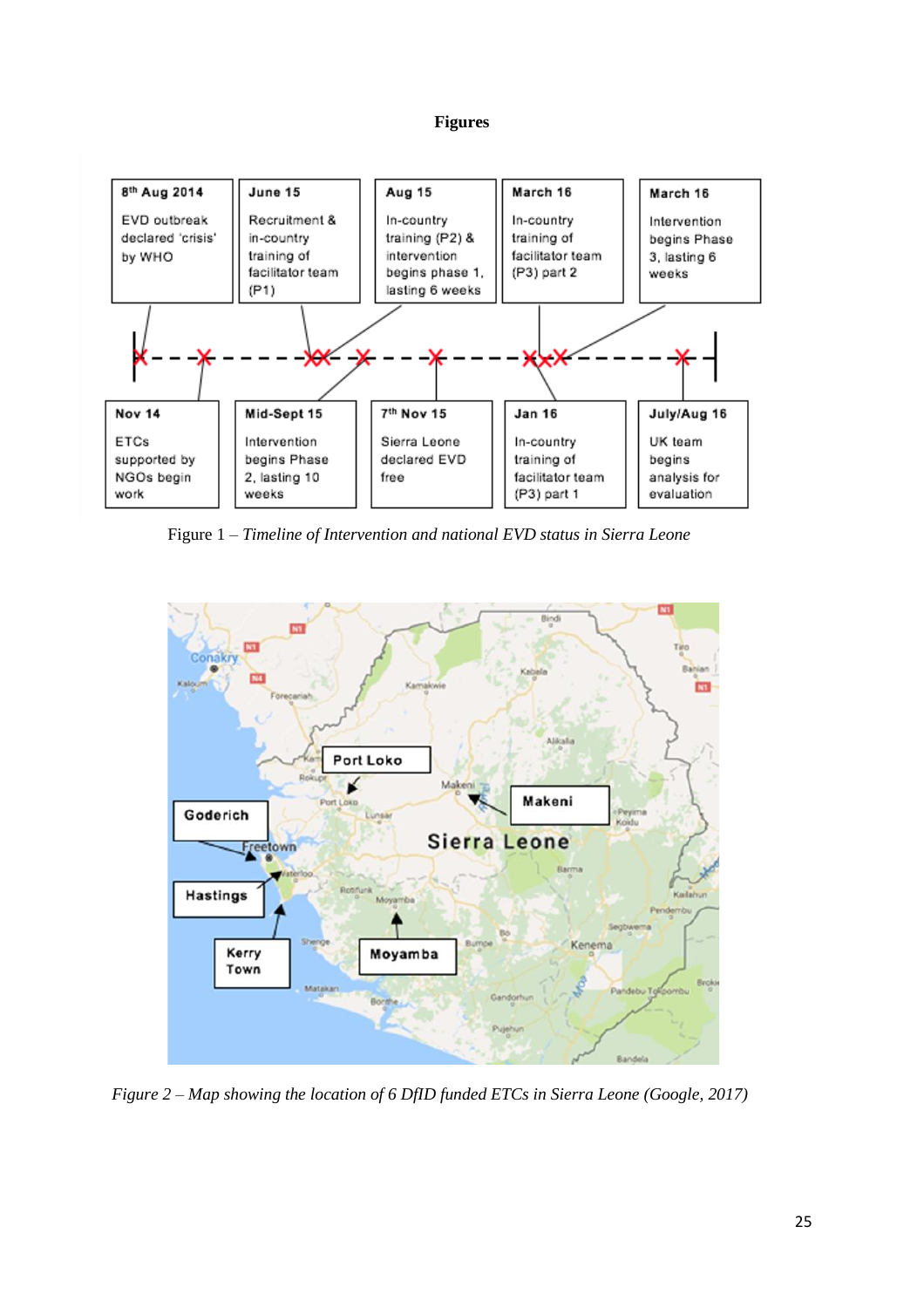**Figures**

| 8th Aug 2014 | June 15 | Aug 15 | March 16 | March 16 |
| --- | --- | --- | --- | --- |
| EVD outbreak declared 'crisis' by WHO | Recruitment & in-country training of facilitator team (P1) | In-country training (P2) & intervention begins phase 1, lasting 6 weeks | In-country training of facilitator team (P3) part 2 | Intervention begins Phase 3, lasting 6 weeks |

| Nov 14 | Mid-Sept 15 | 7th Nov 15 | Jan 16 | July/Aug 16 |
| --- | --- | --- | --- | --- |
| ETCs supported by NGOs begin work | Intervention begins Phase 2, lasting 10 weeks | Sierra Leone declared EVD free | In-country training of facilitator team (P3) part 1 | UK team begins analysis for evaluation |

Figure 1 – *Timeline of Intervention and national EVD status in Sierra Leone*

*Figure 2 – Map showing the location of 6 DfID funded ETCs in Sierra Leone (Google, 2017)*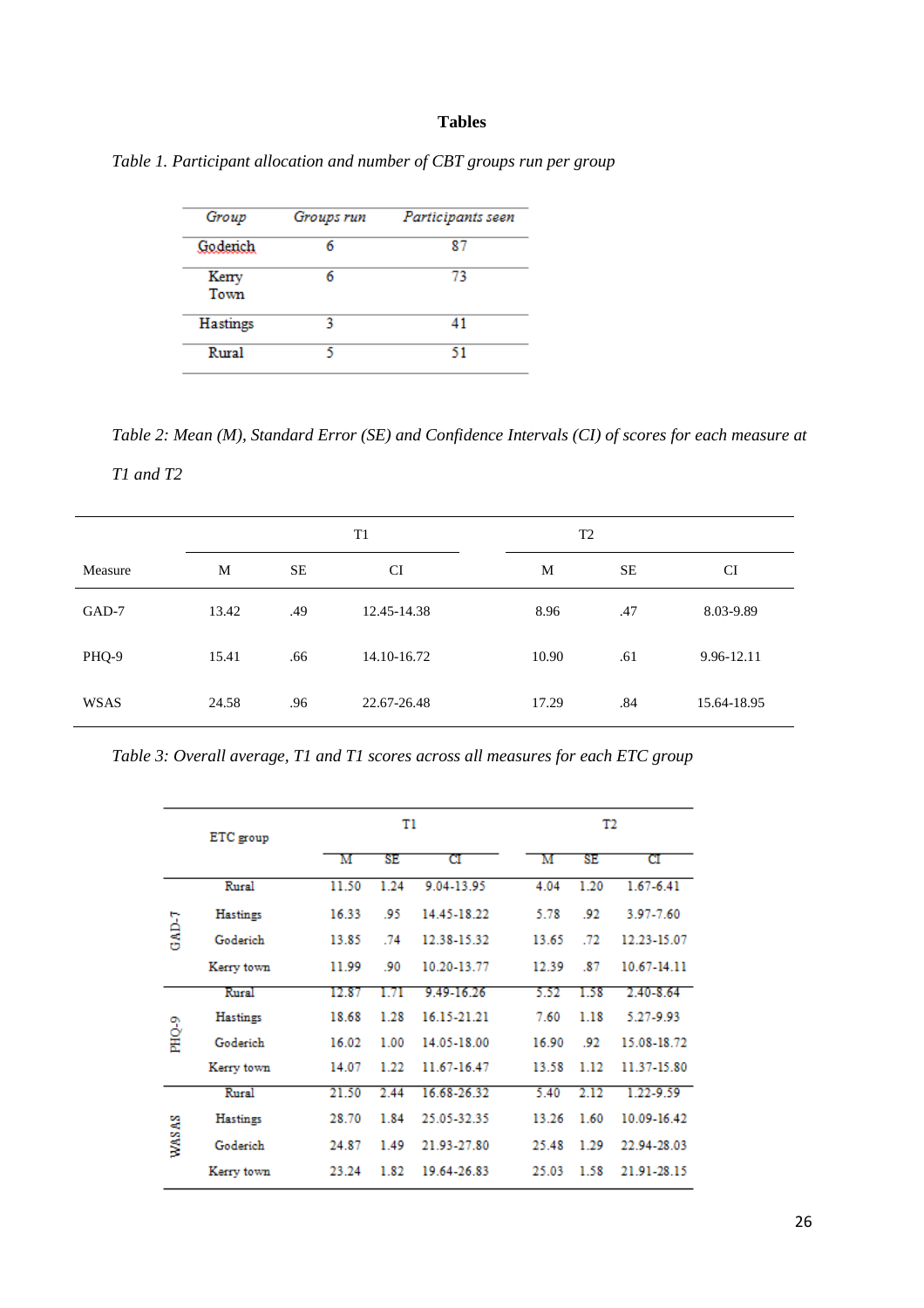**Tables**

*Table 1. Participant allocation and number of CBT groups run per group*

| *Group* | *Groups run* | *Participants seen* |
|---|---|---|
| Goderich | 6 | 87 |
| Kerry Town | 6 | 73 |
| Hastings | 3 | 41 |
| Rural | 5 | 51 |

*Table 2: Mean (M), Standard Error (SE) and Confidence Intervals (CI) of scores for each measure at T1 and T2*

| | T1 | | | T2 | | |
|---|---|---|---|---|---|---|
| Measure | M | SE | CI | M | SE | CI |
| GAD-7 | 13.42 | .49 | 12.45-14.38 | 8.96 | .47 | 8.03-9.89 |
| PHQ-9 | 15.41 | .66 | 14.10-16.72 | 10.90 | .61 | 9.96-12.11 |
| WSAS | 24.58 | .96 | 22.67-26.48 | 17.29 | .84 | 15.64-18.95 |

*Table 3: Overall average, T1 and T1 scores across all measures for each ETC group*

| | ETC group | T1 | | | T2 | | |
|---|---|---|---|---|---|---|---|
| | | M | SE | CI | M | SE | CI |
| GAD-7 | Rural | 11.50 | 1.24 | 9.04-13.95 | 4.04 | 1.20 | 1.67-6.41 |
| | Hastings | 16.33 | .95 | 14.45-18.22 | 5.78 | .92 | 3.97-7.60 |
| | Goderich | 13.85 | .74 | 12.38-15.32 | 13.65 | .72 | 12.23-15.07 |
| | Kerry town | 11.99 | .90 | 10.20-13.77 | 12.39 | .87 | 10.67-14.11 |
| PHQ-9 | Rural | 12.87 | 1.71 | 9.49-16.26 | 5.52 | 1.58 | 2.40-8.64 |
| | Hastings | 18.68 | 1.28 | 16.15-21.21 | 7.60 | 1.18 | 5.27-9.93 |
| | Goderich | 16.02 | 1.00 | 14.05-18.00 | 16.90 | .92 | 15.08-18.72 |
| | Kerry town | 14.07 | 1.22 | 11.67-16.47 | 13.58 | 1.12 | 11.37-15.80 |
| WASAS | Rural | 21.50 | 2.44 | 16.68-26.32 | 5.40 | 2.12 | 1.22-9.59 |
| | Hastings | 28.70 | 1.84 | 25.05-32.35 | 13.26 | 1.60 | 10.09-16.42 |
| | Goderich | 24.87 | 1.49 | 21.93-27.80 | 25.48 | 1.29 | 22.94-28.03 |
| | Kerry town | 23.24 | 1.82 | 19.64-26.83 | 25.03 | 1.58 | 21.91-28.15 |